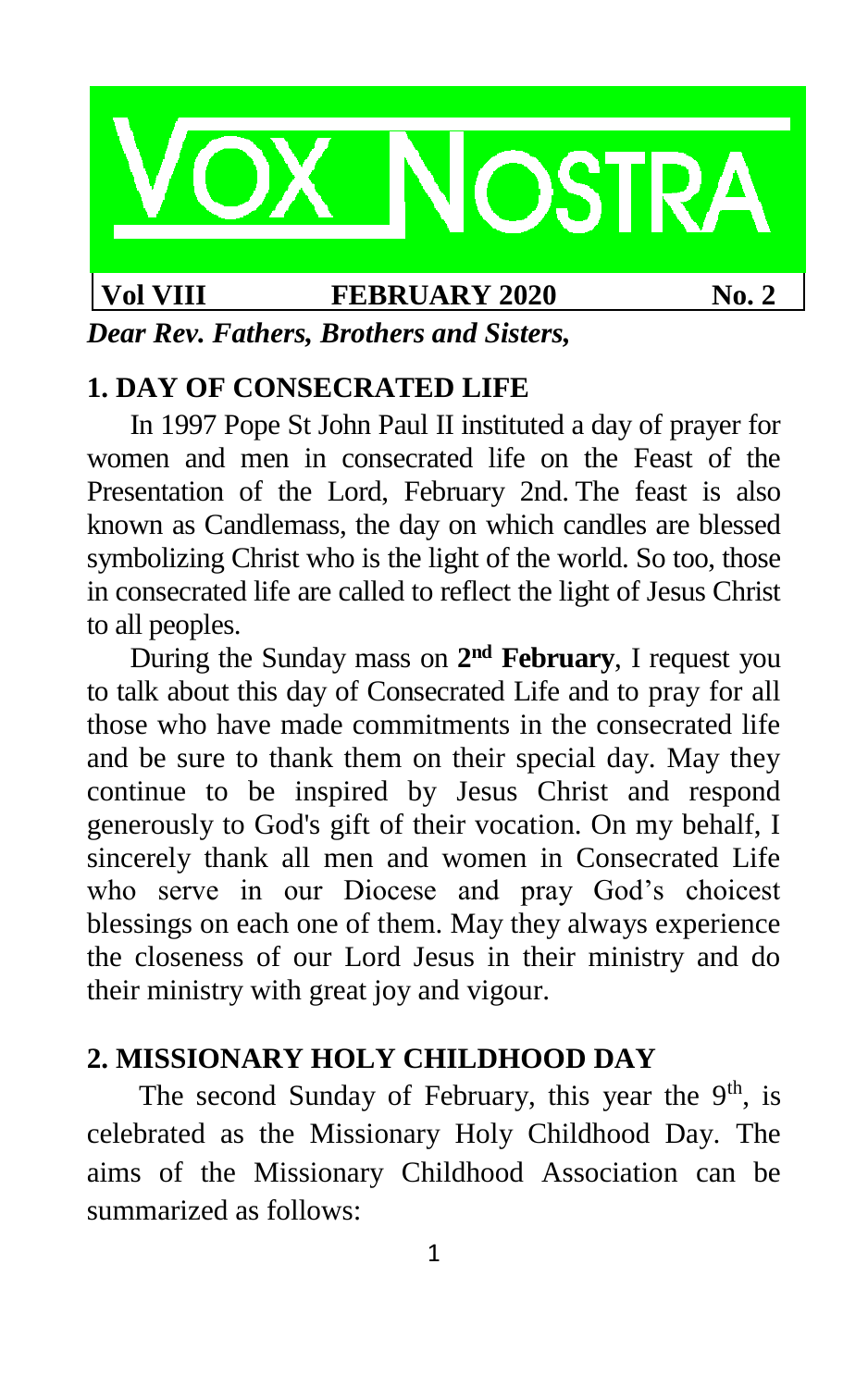# VOX NOSTRA

**Vol VIII** **FEBRUARY 2020** **No. 2**

***Dear Rev. Fathers, Brothers and Sisters,***

## 1. DAY OF CONSECRATED LIFE

In 1997 Pope St John Paul II instituted a day of prayer for women and men in consecrated life on the Feast of the Presentation of the Lord, February 2nd. The feast is also known as Candlemass, the day on which candles are blessed symbolizing Christ who is the light of the world. So too, those in consecrated life are called to reflect the light of Jesus Christ to all peoples.

During the Sunday mass on **2nd February**, I request you to talk about this day of Consecrated Life and to pray for all those who have made commitments in the consecrated life and be sure to thank them on their special day. May they continue to be inspired by Jesus Christ and respond generously to God's gift of their vocation. On my behalf, I sincerely thank all men and women in Consecrated Life who serve in our Diocese and pray God's choicest blessings on each one of them. May they always experience the closeness of our Lord Jesus in their ministry and do their ministry with great joy and vigour.

## 2. MISSIONARY HOLY CHILDHOOD DAY

The second Sunday of February, this year the 9th, is celebrated as the Missionary Holy Childhood Day. The aims of the Missionary Childhood Association can be summarized as follows: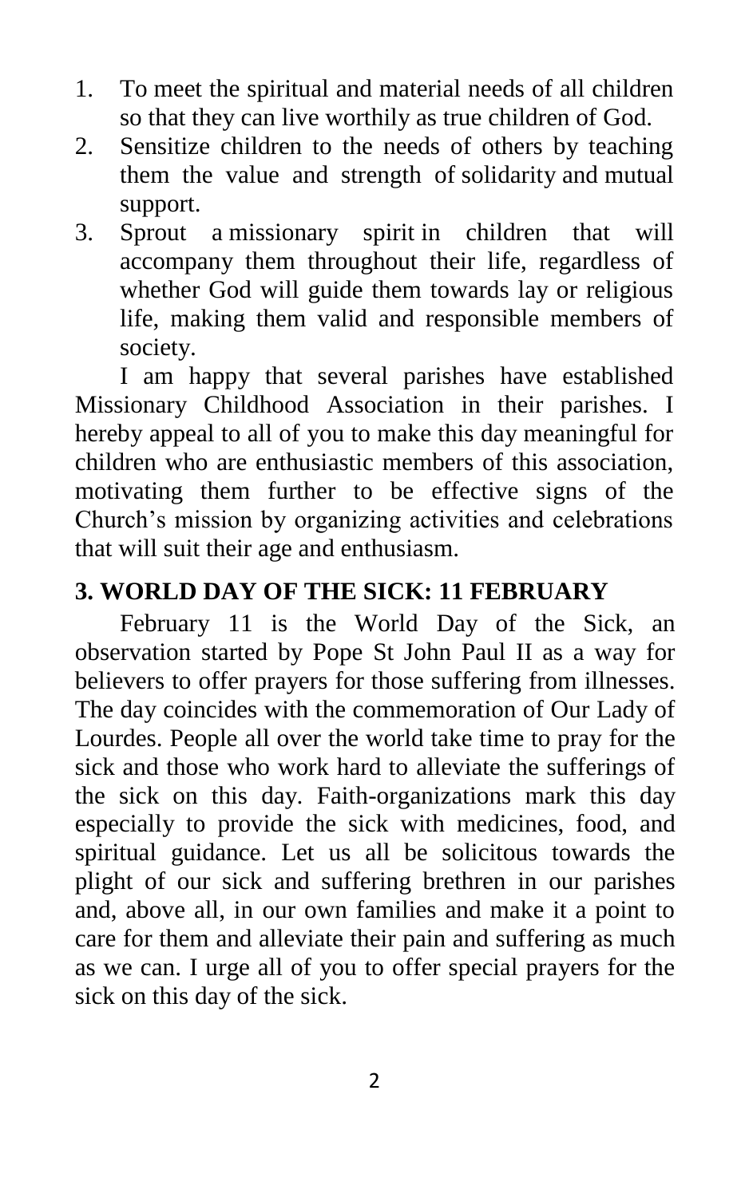1. To meet the spiritual and material needs of all children so that they can live worthily as true children of God.
2. Sensitize children to the needs of others by teaching them the value and strength of solidarity and mutual support.
3. Sprout a missionary spirit in children that will accompany them throughout their life, regardless of whether God will guide them towards lay or religious life, making them valid and responsible members of society.

I am happy that several parishes have established Missionary Childhood Association in their parishes. I hereby appeal to all of you to make this day meaningful for children who are enthusiastic members of this association, motivating them further to be effective signs of the Church's mission by organizing activities and celebrations that will suit their age and enthusiasm.

## 3. WORLD DAY OF THE SICK: 11 FEBRUARY

February 11 is the World Day of the Sick, an observation started by Pope St John Paul II as a way for believers to offer prayers for those suffering from illnesses. The day coincides with the commemoration of Our Lady of Lourdes. People all over the world take time to pray for the sick and those who work hard to alleviate the sufferings of the sick on this day. Faith-organizations mark this day especially to provide the sick with medicines, food, and spiritual guidance. Let us all be solicitous towards the plight of our sick and suffering brethren in our parishes and, above all, in our own families and make it a point to care for them and alleviate their pain and suffering as much as we can. I urge all of you to offer special prayers for the sick on this day of the sick.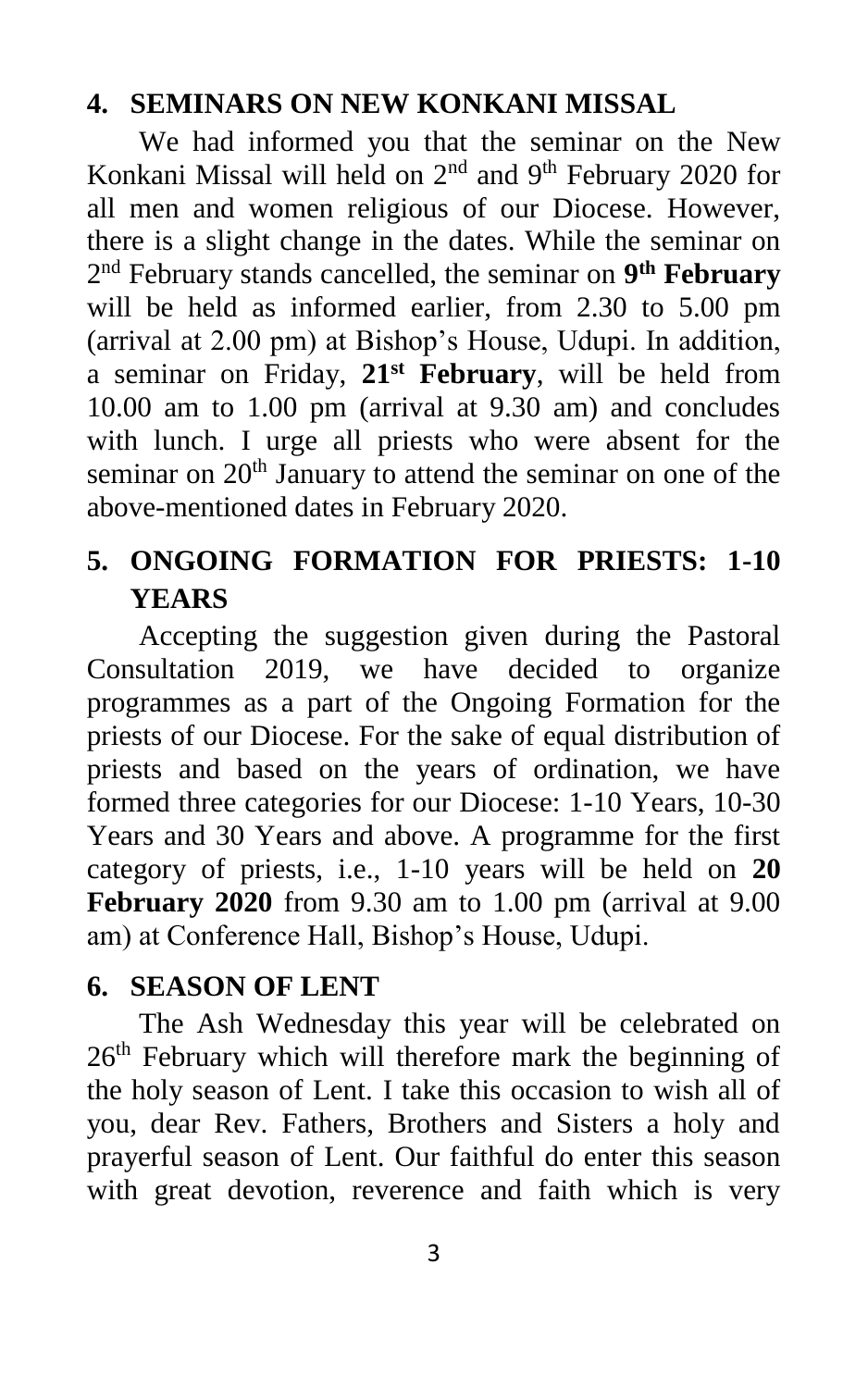## 4. SEMINARS ON NEW KONKANI MISSAL

We had informed you that the seminar on the New Konkani Missal will held on 2nd and 9th February 2020 for all men and women religious of our Diocese. However, there is a slight change in the dates. While the seminar on 2nd February stands cancelled, the seminar on **9th February** will be held as informed earlier, from 2.30 to 5.00 pm (arrival at 2.00 pm) at Bishop's House, Udupi. In addition, a seminar on Friday, **21st February**, will be held from 10.00 am to 1.00 pm (arrival at 9.30 am) and concludes with lunch. I urge all priests who were absent for the seminar on 20th January to attend the seminar on one of the above-mentioned dates in February 2020.

## 5. ONGOING FORMATION FOR PRIESTS: 1-10 YEARS

Accepting the suggestion given during the Pastoral Consultation 2019, we have decided to organize programmes as a part of the Ongoing Formation for the priests of our Diocese. For the sake of equal distribution of priests and based on the years of ordination, we have formed three categories for our Diocese: 1-10 Years, 10-30 Years and 30 Years and above. A programme for the first category of priests, i.e., 1-10 years will be held on **20 February 2020** from 9.30 am to 1.00 pm (arrival at 9.00 am) at Conference Hall, Bishop's House, Udupi.

## 6. SEASON OF LENT

The Ash Wednesday this year will be celebrated on 26th February which will therefore mark the beginning of the holy season of Lent. I take this occasion to wish all of you, dear Rev. Fathers, Brothers and Sisters a holy and prayerful season of Lent. Our faithful do enter this season with great devotion, reverence and faith which is very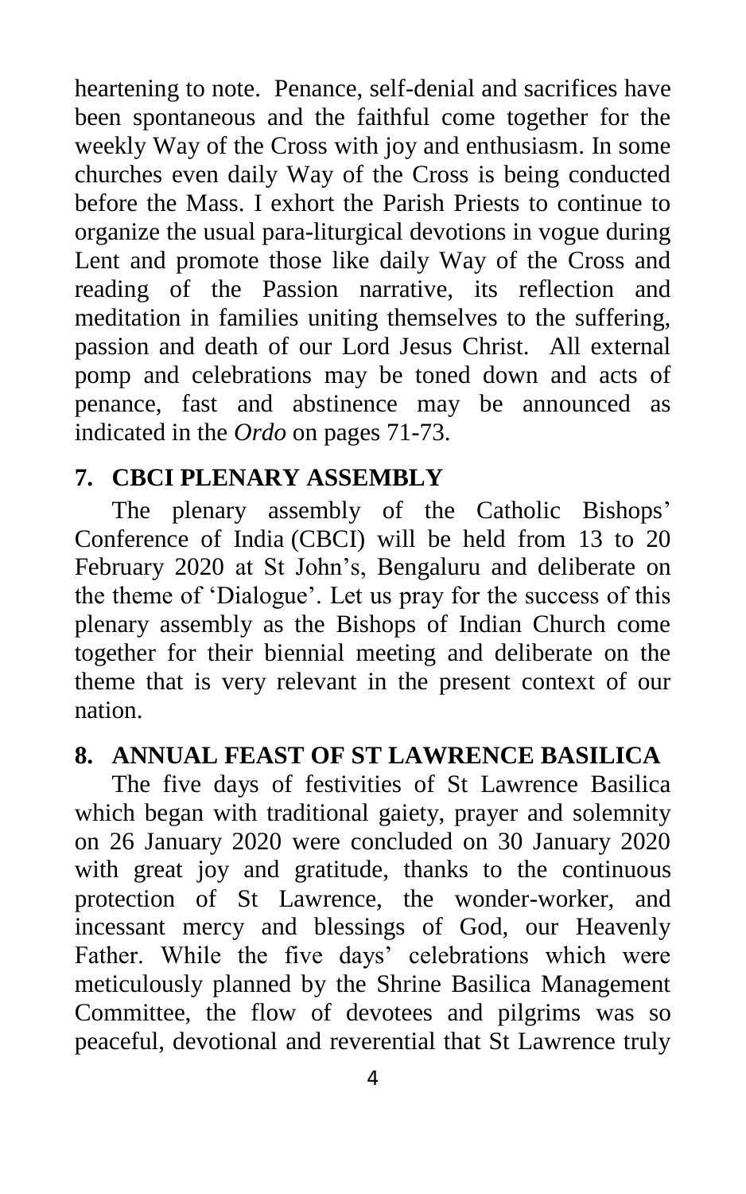heartening to note. Penance, self-denial and sacrifices have been spontaneous and the faithful come together for the weekly Way of the Cross with joy and enthusiasm. In some churches even daily Way of the Cross is being conducted before the Mass. I exhort the Parish Priests to continue to organize the usual para-liturgical devotions in vogue during Lent and promote those like daily Way of the Cross and reading of the Passion narrative, its reflection and meditation in families uniting themselves to the suffering, passion and death of our Lord Jesus Christ. All external pomp and celebrations may be toned down and acts of penance, fast and abstinence may be announced as indicated in the *Ordo* on pages 71-73.

## 7. CBCI PLENARY ASSEMBLY

The plenary assembly of the Catholic Bishops' Conference of India (CBCI) will be held from 13 to 20 February 2020 at St John's, Bengaluru and deliberate on the theme of 'Dialogue'. Let us pray for the success of this plenary assembly as the Bishops of Indian Church come together for their biennial meeting and deliberate on the theme that is very relevant in the present context of our nation.

## 8. ANNUAL FEAST OF ST LAWRENCE BASILICA

The five days of festivities of St Lawrence Basilica which began with traditional gaiety, prayer and solemnity on 26 January 2020 were concluded on 30 January 2020 with great joy and gratitude, thanks to the continuous protection of St Lawrence, the wonder-worker, and incessant mercy and blessings of God, our Heavenly Father. While the five days' celebrations which were meticulously planned by the Shrine Basilica Management Committee, the flow of devotees and pilgrims was so peaceful, devotional and reverential that St Lawrence truly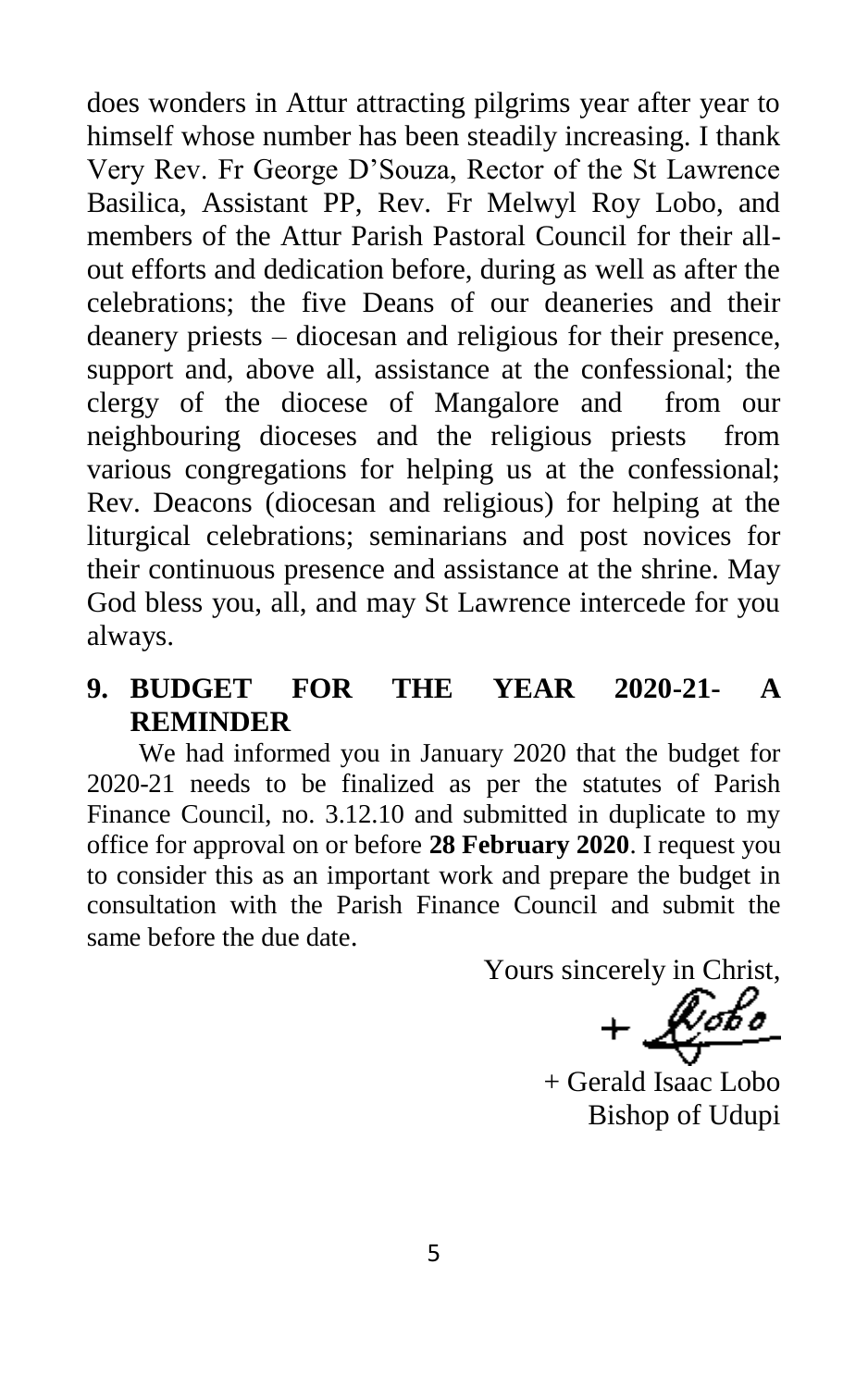does wonders in Attur attracting pilgrims year after year to himself whose number has been steadily increasing. I thank Very Rev. Fr George D'Souza, Rector of the St Lawrence Basilica, Assistant PP, Rev. Fr Melwyl Roy Lobo, and members of the Attur Parish Pastoral Council for their all-out efforts and dedication before, during as well as after the celebrations; the five Deans of our deaneries and their deanery priests – diocesan and religious for their presence, support and, above all, assistance at the confessional; the clergy of the diocese of Mangalore and from our neighbouring dioceses and the religious priests from various congregations for helping us at the confessional; Rev. Deacons (diocesan and religious) for helping at the liturgical celebrations; seminarians and post novices for their continuous presence and assistance at the shrine. May God bless you, all, and may St Lawrence intercede for you always.

## 9. BUDGET FOR THE YEAR 2020-21- A REMINDER

We had informed you in January 2020 that the budget for 2020-21 needs to be finalized as per the statutes of Parish Finance Council, no. 3.12.10 and submitted in duplicate to my office for approval on or before **28 February 2020**. I request you to consider this as an important work and prepare the budget in consultation with the Parish Finance Council and submit the same before the due date.

Yours sincerely in Christ,

+ Lobo

+ Gerald Isaac Lobo
Bishop of Udupi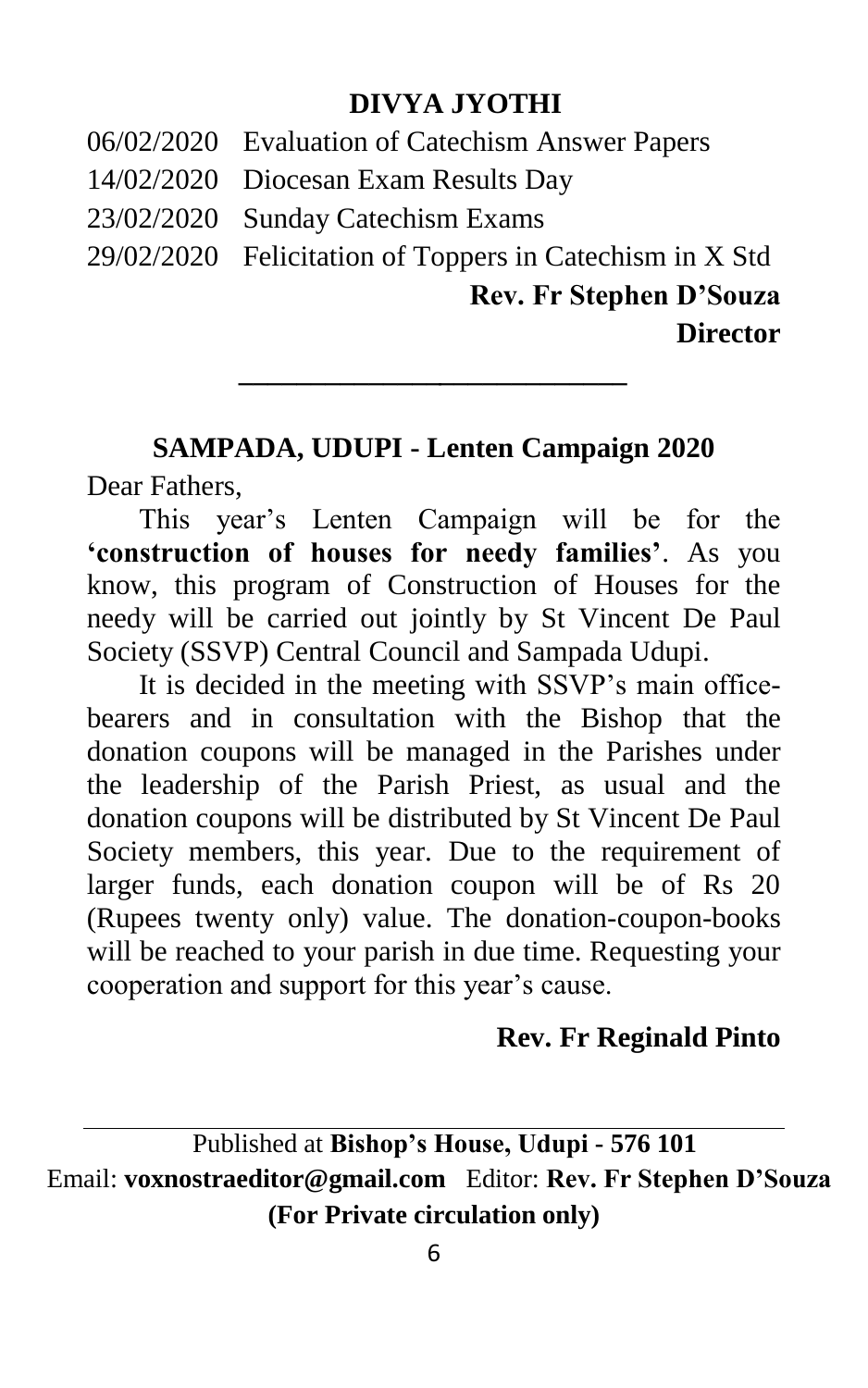## DIVYA JYOTHI

| | |
|---|---|
| 06/02/2020 | Evaluation of Catechism Answer Papers |
| 14/02/2020 | Diocesan Exam Results Day |
| 23/02/2020 | Sunday Catechism Exams |
| 29/02/2020 | Felicitation of Toppers in Catechism in X Std |

**Rev. Fr Stephen D'Souza**
**Director**

---

## SAMPADA, UDUPI - Lenten Campaign 2020

Dear Fathers,

This year's Lenten Campaign will be for the **'construction of houses for needy families'**. As you know, this program of Construction of Houses for the needy will be carried out jointly by St Vincent De Paul Society (SSVP) Central Council and Sampada Udupi.

It is decided in the meeting with SSVP's main office-bearers and in consultation with the Bishop that the donation coupons will be managed in the Parishes under the leadership of the Parish Priest, as usual and the donation coupons will be distributed by St Vincent De Paul Society members, this year. Due to the requirement of larger funds, each donation coupon will be of Rs 20 (Rupees twenty only) value. The donation-coupon-books will be reached to your parish in due time. Requesting your cooperation and support for this year's cause.

**Rev. Fr Reginald Pinto**

---

Published at **Bishop's House, Udupi - 576 101**
Email: **voxnostraeditor@gmail.com** Editor: **Rev. Fr Stephen D'Souza**
**(For Private circulation only)**